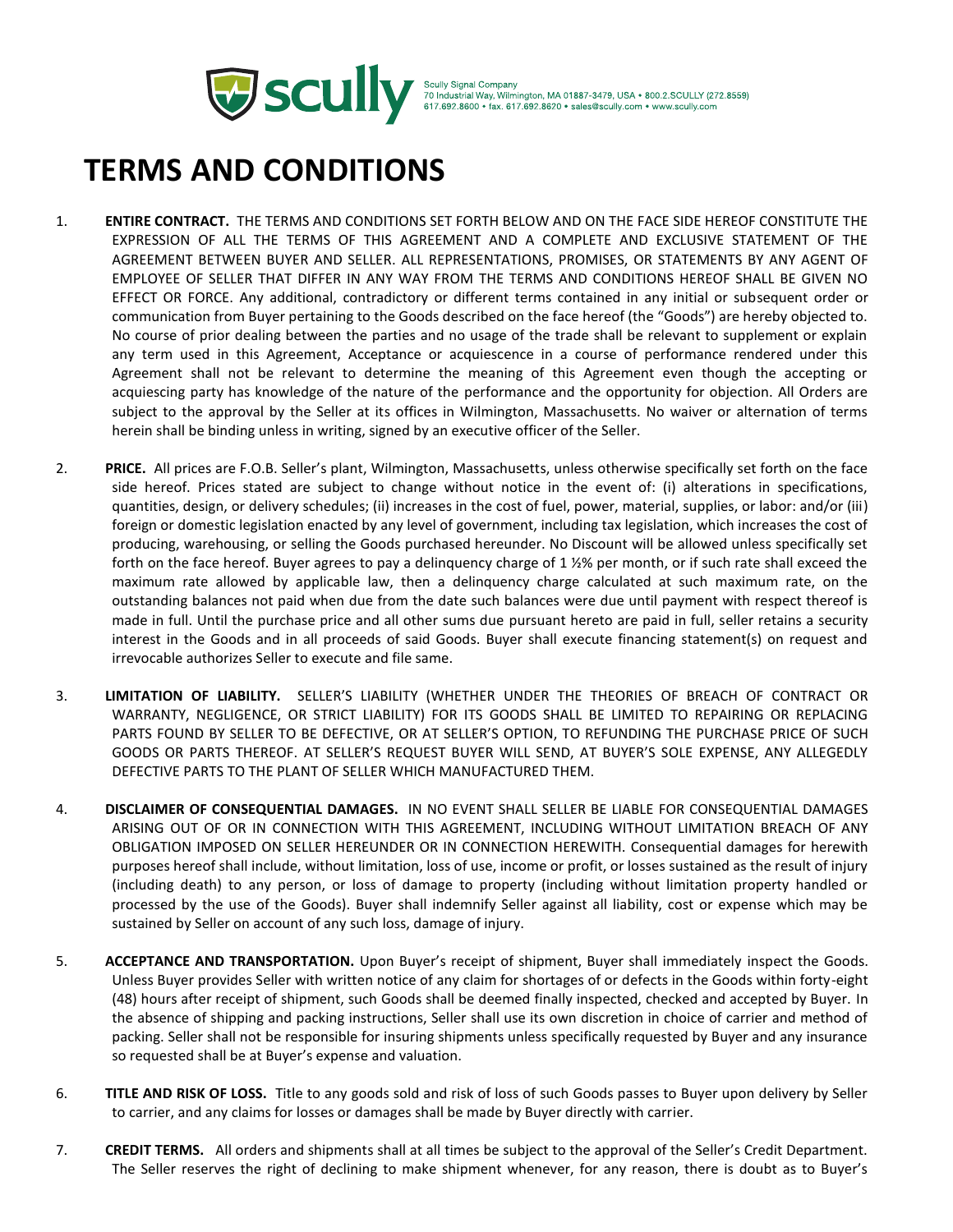Scully Signal Company
70 Industrial Way, Wilmington, MA 01887-3479, USA • 800.2.SCULLY (272.8559)
617.692.8600 • fax. 617.692.8620 • sales@scully.com • www.scully.com

# TERMS AND CONDITIONS

1. **ENTIRE CONTRACT.** THE TERMS AND CONDITIONS SET FORTH BELOW AND ON THE FACE SIDE HEREOF CONSTITUTE THE EXPRESSION OF ALL THE TERMS OF THIS AGREEMENT AND A COMPLETE AND EXCLUSIVE STATEMENT OF THE AGREEMENT BETWEEN BUYER AND SELLER. ALL REPRESENTATIONS, PROMISES, OR STATEMENTS BY ANY AGENT OF EMPLOYEE OF SELLER THAT DIFFER IN ANY WAY FROM THE TERMS AND CONDITIONS HEREOF SHALL BE GIVEN NO EFFECT OR FORCE. Any additional, contradictory or different terms contained in any initial or subsequent order or communication from Buyer pertaining to the Goods described on the face hereof (the "Goods") are hereby objected to. No course of prior dealing between the parties and no usage of the trade shall be relevant to supplement or explain any term used in this Agreement, Acceptance or acquiescence in a course of performance rendered under this Agreement shall not be relevant to determine the meaning of this Agreement even though the accepting or acquiescing party has knowledge of the nature of the performance and the opportunity for objection. All Orders are subject to the approval by the Seller at its offices in Wilmington, Massachusetts. No waiver or alternation of terms herein shall be binding unless in writing, signed by an executive officer of the Seller.

2. **PRICE.** All prices are F.O.B. Seller's plant, Wilmington, Massachusetts, unless otherwise specifically set forth on the face side hereof. Prices stated are subject to change without notice in the event of: (i) alterations in specifications, quantities, design, or delivery schedules; (ii) increases in the cost of fuel, power, material, supplies, or labor: and/or (iii) foreign or domestic legislation enacted by any level of government, including tax legislation, which increases the cost of producing, warehousing, or selling the Goods purchased hereunder. No Discount will be allowed unless specifically set forth on the face hereof. Buyer agrees to pay a delinquency charge of 1 ½% per month, or if such rate shall exceed the maximum rate allowed by applicable law, then a delinquency charge calculated at such maximum rate, on the outstanding balances not paid when due from the date such balances were due until payment with respect thereof is made in full. Until the purchase price and all other sums due pursuant hereto are paid in full, seller retains a security interest in the Goods and in all proceeds of said Goods. Buyer shall execute financing statement(s) on request and irrevocable authorizes Seller to execute and file same.

3. **LIMITATION OF LIABILITY.** SELLER'S LIABILITY (WHETHER UNDER THE THEORIES OF BREACH OF CONTRACT OR WARRANTY, NEGLIGENCE, OR STRICT LIABILITY) FOR ITS GOODS SHALL BE LIMITED TO REPAIRING OR REPLACING PARTS FOUND BY SELLER TO BE DEFECTIVE, OR AT SELLER'S OPTION, TO REFUNDING THE PURCHASE PRICE OF SUCH GOODS OR PARTS THEREOF. AT SELLER'S REQUEST BUYER WILL SEND, AT BUYER'S SOLE EXPENSE, ANY ALLEGEDLY DEFECTIVE PARTS TO THE PLANT OF SELLER WHICH MANUFACTURED THEM.

4. **DISCLAIMER OF CONSEQUENTIAL DAMAGES.** IN NO EVENT SHALL SELLER BE LIABLE FOR CONSEQUENTIAL DAMAGES ARISING OUT OF OR IN CONNECTION WITH THIS AGREEMENT, INCLUDING WITHOUT LIMITATION BREACH OF ANY OBLIGATION IMPOSED ON SELLER HEREUNDER OR IN CONNECTION HEREWITH. Consequential damages for herewith purposes hereof shall include, without limitation, loss of use, income or profit, or losses sustained as the result of injury (including death) to any person, or loss of damage to property (including without limitation property handled or processed by the use of the Goods). Buyer shall indemnify Seller against all liability, cost or expense which may be sustained by Seller on account of any such loss, damage of injury.

5. **ACCEPTANCE AND TRANSPORTATION.** Upon Buyer's receipt of shipment, Buyer shall immediately inspect the Goods. Unless Buyer provides Seller with written notice of any claim for shortages of or defects in the Goods within forty-eight (48) hours after receipt of shipment, such Goods shall be deemed finally inspected, checked and accepted by Buyer. In the absence of shipping and packing instructions, Seller shall use its own discretion in choice of carrier and method of packing. Seller shall not be responsible for insuring shipments unless specifically requested by Buyer and any insurance so requested shall be at Buyer's expense and valuation.

6. **TITLE AND RISK OF LOSS.** Title to any goods sold and risk of loss of such Goods passes to Buyer upon delivery by Seller to carrier, and any claims for losses or damages shall be made by Buyer directly with carrier.

7. **CREDIT TERMS.** All orders and shipments shall at all times be subject to the approval of the Seller's Credit Department. The Seller reserves the right of declining to make shipment whenever, for any reason, there is doubt as to Buyer's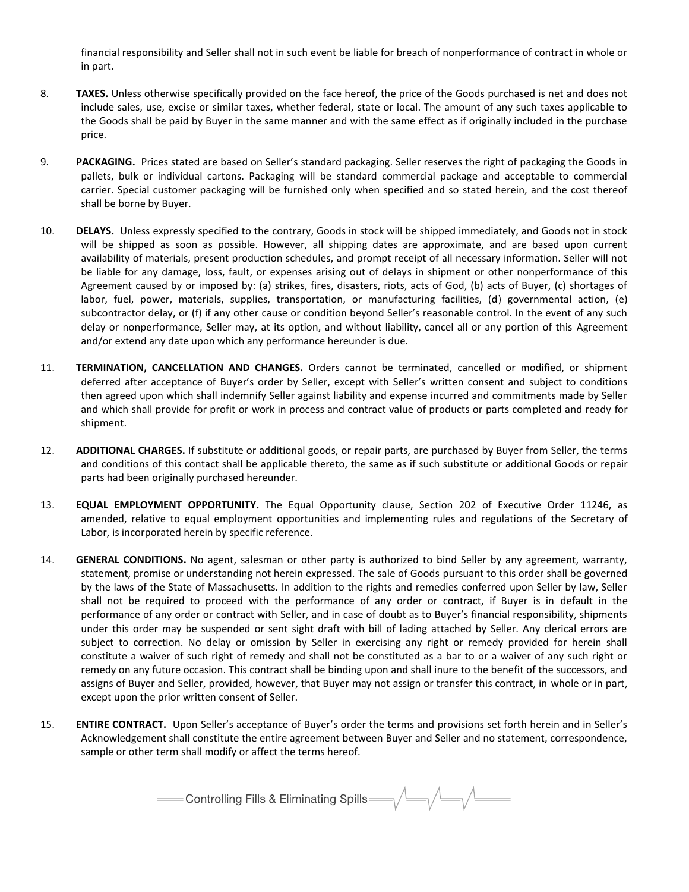financial responsibility and Seller shall not in such event be liable for breach of nonperformance of contract in whole or in part.

8. **TAXES.** Unless otherwise specifically provided on the face hereof, the price of the Goods purchased is net and does not include sales, use, excise or similar taxes, whether federal, state or local. The amount of any such taxes applicable to the Goods shall be paid by Buyer in the same manner and with the same effect as if originally included in the purchase price.

9. **PACKAGING.** Prices stated are based on Seller's standard packaging. Seller reserves the right of packaging the Goods in pallets, bulk or individual cartons. Packaging will be standard commercial package and acceptable to commercial carrier. Special customer packaging will be furnished only when specified and so stated herein, and the cost thereof shall be borne by Buyer.

10. **DELAYS.** Unless expressly specified to the contrary, Goods in stock will be shipped immediately, and Goods not in stock will be shipped as soon as possible. However, all shipping dates are approximate, and are based upon current availability of materials, present production schedules, and prompt receipt of all necessary information. Seller will not be liable for any damage, loss, fault, or expenses arising out of delays in shipment or other nonperformance of this Agreement caused by or imposed by: (a) strikes, fires, disasters, riots, acts of God, (b) acts of Buyer, (c) shortages of labor, fuel, power, materials, supplies, transportation, or manufacturing facilities, (d) governmental action, (e) subcontractor delay, or (f) if any other cause or condition beyond Seller's reasonable control. In the event of any such delay or nonperformance, Seller may, at its option, and without liability, cancel all or any portion of this Agreement and/or extend any date upon which any performance hereunder is due.

11. **TERMINATION, CANCELLATION AND CHANGES.** Orders cannot be terminated, cancelled or modified, or shipment deferred after acceptance of Buyer's order by Seller, except with Seller's written consent and subject to conditions then agreed upon which shall indemnify Seller against liability and expense incurred and commitments made by Seller and which shall provide for profit or work in process and contract value of products or parts completed and ready for shipment.

12. **ADDITIONAL CHARGES.** If substitute or additional goods, or repair parts, are purchased by Buyer from Seller, the terms and conditions of this contact shall be applicable thereto, the same as if such substitute or additional Goods or repair parts had been originally purchased hereunder.

13. **EQUAL EMPLOYMENT OPPORTUNITY.** The Equal Opportunity clause, Section 202 of Executive Order 11246, as amended, relative to equal employment opportunities and implementing rules and regulations of the Secretary of Labor, is incorporated herein by specific reference.

14. **GENERAL CONDITIONS.** No agent, salesman or other party is authorized to bind Seller by any agreement, warranty, statement, promise or understanding not herein expressed. The sale of Goods pursuant to this order shall be governed by the laws of the State of Massachusetts. In addition to the rights and remedies conferred upon Seller by law, Seller shall not be required to proceed with the performance of any order or contract, if Buyer is in default in the performance of any order or contract with Seller, and in case of doubt as to Buyer's financial responsibility, shipments under this order may be suspended or sent sight draft with bill of lading attached by Seller. Any clerical errors are subject to correction. No delay or omission by Seller in exercising any right or remedy provided for herein shall constitute a waiver of such right of remedy and shall not be constituted as a bar to or a waiver of any such right or remedy on any future occasion. This contract shall be binding upon and shall inure to the benefit of the successors, and assigns of Buyer and Seller, provided, however, that Buyer may not assign or transfer this contract, in whole or in part, except upon the prior written consent of Seller.

15. **ENTIRE CONTRACT.** Upon Seller's acceptance of Buyer's order the terms and provisions set forth herein and in Seller's Acknowledgement shall constitute the entire agreement between Buyer and Seller and no statement, correspondence, sample or other term shall modify or affect the terms hereof.

Controlling Fills & Eliminating Spills